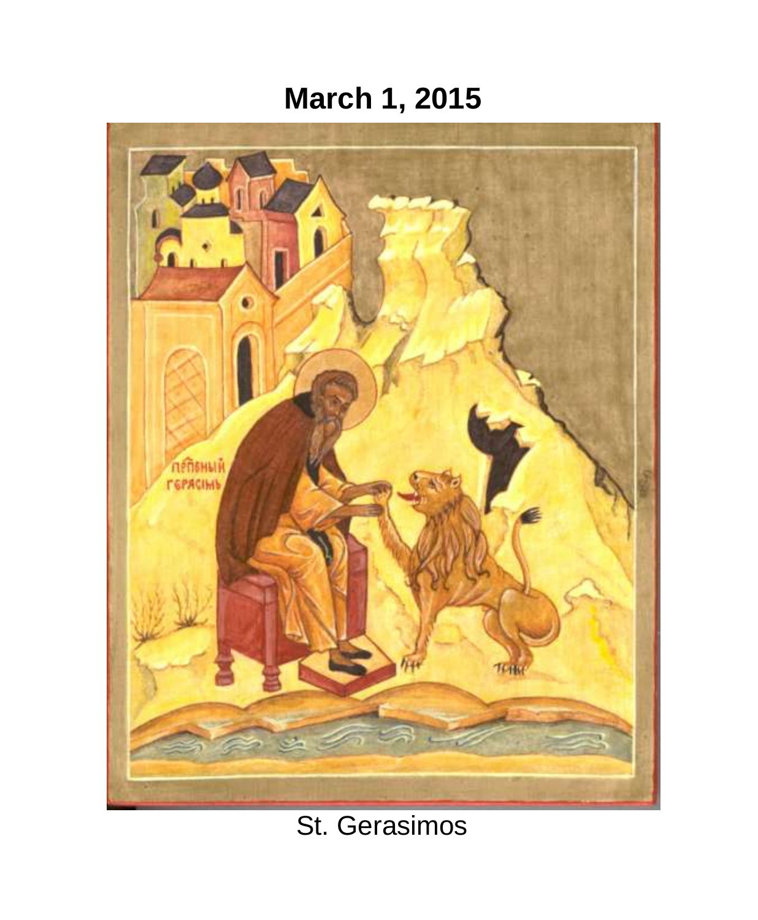# March 1, 2015

St. Gerasimos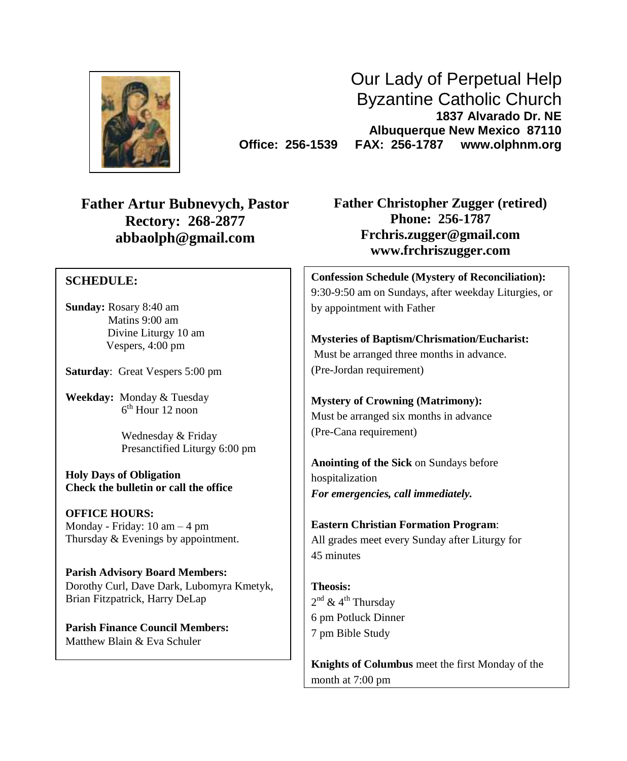# Our Lady of Perpetual Help Byzantine Catholic Church

**1837 Alvarado Dr. NE**
**Albuquerque New Mexico 87110**
**Office: 256-1539 FAX: 256-1787 www.olphnm.org**

**Father Artur Bubnevych, Pastor**
**Rectory: 268-2877**
**abbaolph@gmail.com**

**Father Christopher Zugger (retired)**
**Phone: 256-1787**
**Frchris.zugger@gmail.com**
**www.frchriszugger.com**

**SCHEDULE:**

**Sunday:** Rosary 8:40 am
Matins 9:00 am
Divine Liturgy 10 am
Vespers, 4:00 pm

**Saturday**: Great Vespers 5:00 pm

**Weekday:** Monday & Tuesday
6th Hour 12 noon

Wednesday & Friday
Presanctified Liturgy 6:00 pm

**Holy Days of Obligation**
**Check the bulletin or call the office**

**OFFICE HOURS:**
Monday - Friday: 10 am – 4 pm
Thursday & Evenings by appointment.

**Parish Advisory Board Members:**
Dorothy Curl, Dave Dark, Lubomyra Kmetyk, Brian Fitzpatrick, Harry DeLap

**Parish Finance Council Members:**
Matthew Blain & Eva Schuler

**Confession Schedule (Mystery of Reconciliation):**
9:30-9:50 am on Sundays, after weekday Liturgies, or by appointment with Father

**Mysteries of Baptism/Chrismation/Eucharist:**
Must be arranged three months in advance.
(Pre-Jordan requirement)

**Mystery of Crowning (Matrimony):**
Must be arranged six months in advance
(Pre-Cana requirement)

**Anointing of the Sick** on Sundays before hospitalization
***For emergencies, call immediately.***

**Eastern Christian Formation Program**:
All grades meet every Sunday after Liturgy for 45 minutes

**Theosis:**
2nd & 4th Thursday
6 pm Potluck Dinner
7 pm Bible Study

**Knights of Columbus** meet the first Monday of the month at 7:00 pm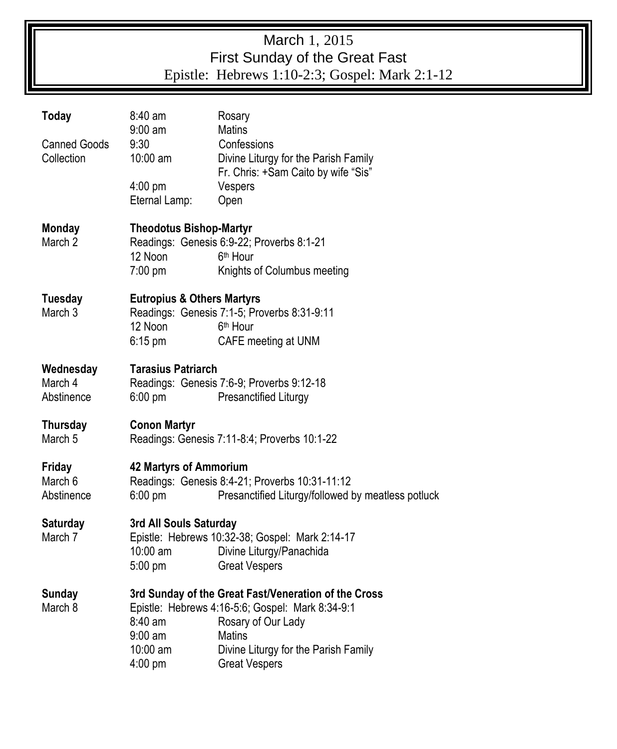# March 1, 2015
## First Sunday of the Great Fast
### Epistle: Hebrews 1:10-2:3; Gospel: Mark 2:1-12

| | | |
|---|---|---|
| **Today** | 8:40 am | Rosary |
| | 9:00 am | Matins |
| Canned Goods | 9:30 | Confessions |
| Collection | 10:00 am | Divine Liturgy for the Parish Family |
| | | Fr. Chris: +Sam Caito by wife "Sis" |
| | 4:00 pm | Vespers |
| | Eternal Lamp: | Open |
| | | |
| **Monday** | **Theodotus Bishop-Martyr** | |
| March 2 | Readings: Genesis 6:9-22; Proverbs 8:1-21 | |
| | 12 Noon | 6th Hour |
| | 7:00 pm | Knights of Columbus meeting |
| | | |
| **Tuesday** | **Eutropius & Others Martyrs** | |
| March 3 | Readings: Genesis 7:1-5; Proverbs 8:31-9:11 | |
| | 12 Noon | 6th Hour |
| | 6:15 pm | CAFE meeting at UNM |
| | | |
| **Wednesday** | **Tarasius Patriarch** | |
| March 4 | Readings: Genesis 7:6-9; Proverbs 9:12-18 | |
| Abstinence | 6:00 pm | Presanctified Liturgy |
| | | |
| **Thursday** | **Conon Martyr** | |
| March 5 | Readings: Genesis 7:11-8:4; Proverbs 10:1-22 | |
| | | |
| **Friday** | **42 Martyrs of Ammorium** | |
| March 6 | Readings: Genesis 8:4-21; Proverbs 10:31-11:12 | |
| Abstinence | 6:00 pm | Presanctified Liturgy/followed by meatless potluck |
| | | |
| **Saturday** | **3rd All Souls Saturday** | |
| March 7 | Epistle: Hebrews 10:32-38; Gospel: Mark 2:14-17 | |
| | 10:00 am | Divine Liturgy/Panachida |
| | 5:00 pm | Great Vespers |
| | | |
| **Sunday** | **3rd Sunday of the Great Fast/Veneration of the Cross** | |
| March 8 | Epistle: Hebrews 4:16-5:6; Gospel: Mark 8:34-9:1 | |
| | 8:40 am | Rosary of Our Lady |
| | 9:00 am | Matins |
| | 10:00 am | Divine Liturgy for the Parish Family |
| | 4:00 pm | Great Vespers |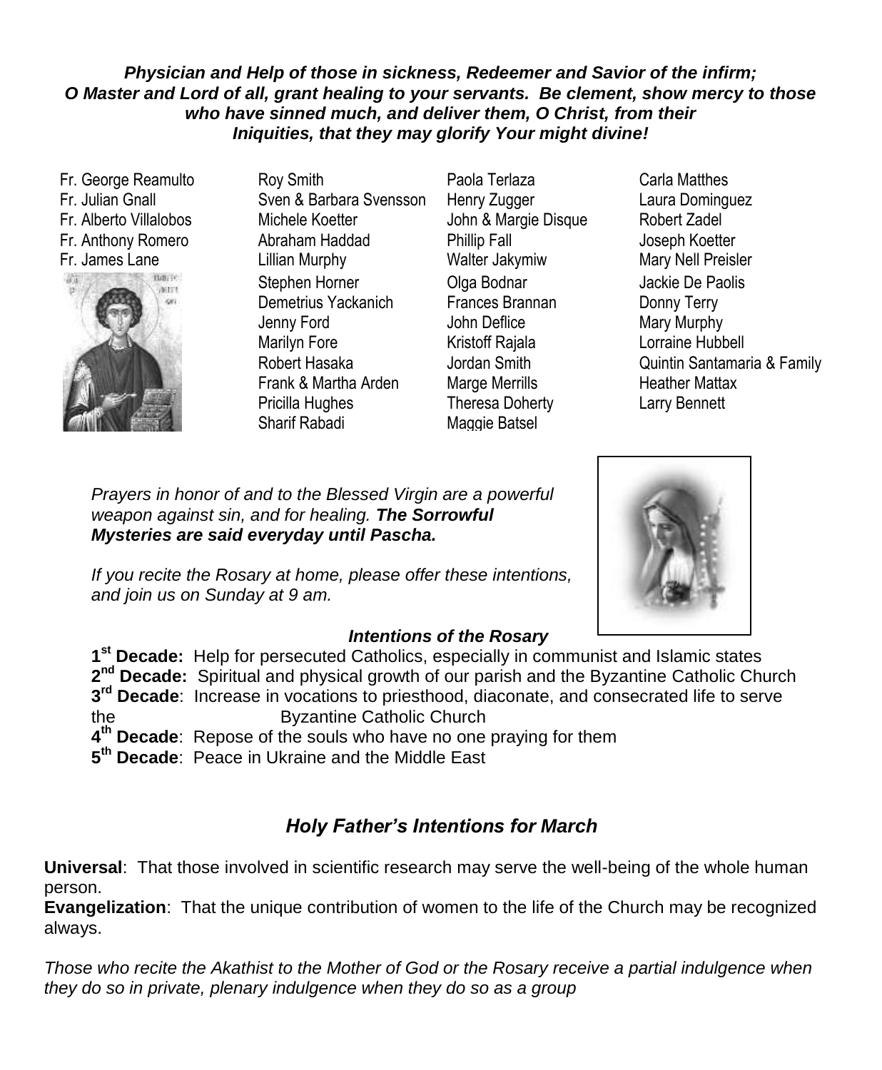***Physician and Help of those in sickness, Redeemer and Savior of the infirm; O Master and Lord of all, grant healing to your servants. Be clement, show mercy to those who have sinned much, and deliver them, O Christ, from their Iniquities, that they may glorify Your might divine!***

Fr. George Reamulto
Fr. Julian Gnall
Fr. Alberto Villalobos
Fr. Anthony Romero
Fr. James Lane

Roy Smith
Sven & Barbara Svensson
Michele Koetter
Abraham Haddad
Lillian Murphy
Stephen Horner
Demetrius Yackanich
Jenny Ford
Marilyn Fore
Robert Hasaka
Frank & Martha Arden
Pricilla Hughes
Sharif Rabadi

Paola Terlaza
Henry Zugger
John & Margie Disque
Phillip Fall
Walter Jakymiw
Olga Bodnar
Frances Brannan
John Deflice
Kristoff Rajala
Jordan Smith
Marge Merrills
Theresa Doherty
Maggie Batsel

Carla Matthes
Laura Dominguez
Robert Zadel
Joseph Koetter
Mary Nell Preisler
Jackie De Paolis
Donny Terry
Mary Murphy
Lorraine Hubbell
Quintin Santamaria & Family
Heather Mattax
Larry Bennett

*Prayers in honor of and to the Blessed Virgin are a powerful weapon against sin, and for healing.* ***The Sorrowful Mysteries are said everyday until Pascha.***

*If you recite the Rosary at home, please offer these intentions, and join us on Sunday at 9 am.*

### *Intentions of the Rosary*

**1st Decade:** Help for persecuted Catholics, especially in communist and Islamic states
**2nd Decade:** Spiritual and physical growth of our parish and the Byzantine Catholic Church
**3rd Decade**: Increase in vocations to priesthood, diaconate, and consecrated life to serve the Byzantine Catholic Church
**4th Decade**: Repose of the souls who have no one praying for them
**5th Decade**: Peace in Ukraine and the Middle East

## *Holy Father's Intentions for March*

**Universal**: That those involved in scientific research may serve the well-being of the whole human person.
**Evangelization**: That the unique contribution of women to the life of the Church may be recognized always.

*Those who recite the Akathist to the Mother of God or the Rosary receive a partial indulgence when they do so in private, plenary indulgence when they do so as a group*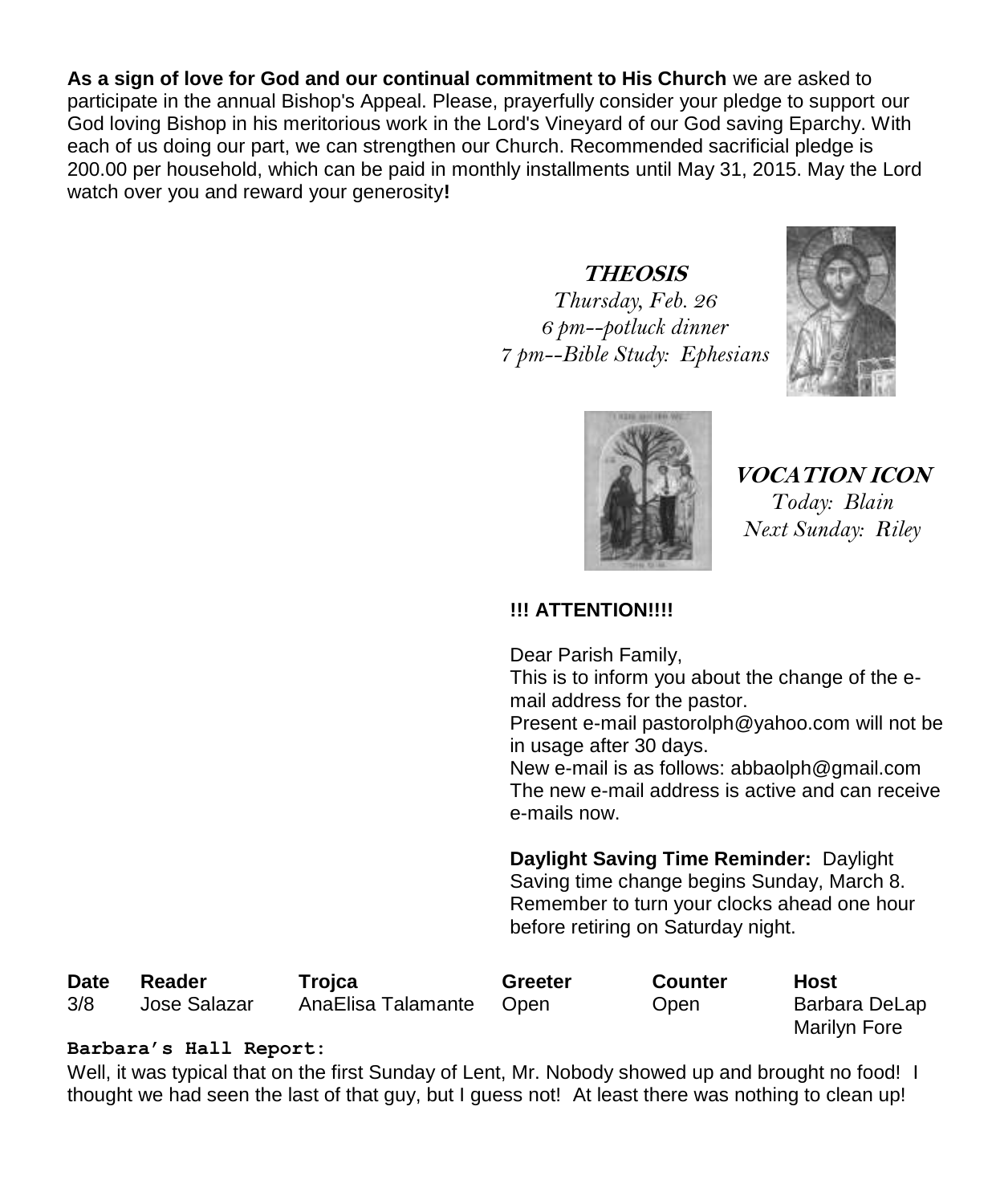**As a sign of love for God and our continual commitment to His Church** we are asked to participate in the annual Bishop's Appeal. Please, prayerfully consider your pledge to support our God loving Bishop in his meritorious work in the Lord's Vineyard of our God saving Eparchy. With each of us doing our part, we can strengthen our Church. Recommended sacrificial pledge is 200.00 per household, which can be paid in monthly installments until May 31, 2015. May the Lord watch over you and reward your generosity**!**

***THEOSIS***

*Thursday, Feb. 26*
*6 pm--potluck dinner*
*7 pm--Bible Study: Ephesians*

***VOCATION ICON***

*Today: Blain*
*Next Sunday: Riley*

**!!! ATTENTION!!!!**

Dear Parish Family,
This is to inform you about the change of the e-mail address for the pastor.
Present e-mail pastorolph@yahoo.com will not be in usage after 30 days.
New e-mail is as follows: abbaolph@gmail.com
The new e-mail address is active and can receive e-mails now.

**Daylight Saving Time Reminder:** Daylight Saving time change begins Sunday, March 8. Remember to turn your clocks ahead one hour before retiring on Saturday night.

| Date | Reader | Trojca | Greeter | Counter | Host |
|---|---|---|---|---|---|
| 3/8 | Jose Salazar | AnaElisa Talamante | Open | Open | Barbara DeLap<br>Marilyn Fore |

**Barbara's Hall Report:**

Well, it was typical that on the first Sunday of Lent, Mr. Nobody showed up and brought no food! I thought we had seen the last of that guy, but I guess not! At least there was nothing to clean up!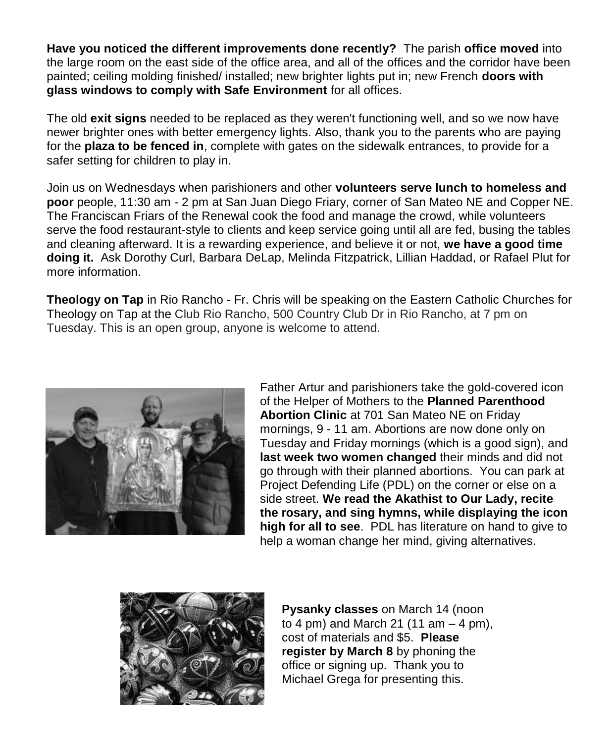**Have you noticed the different improvements done recently?** The parish **office moved** into the large room on the east side of the office area, and all of the offices and the corridor have been painted; ceiling molding finished/ installed; new brighter lights put in; new French **doors with glass windows to comply with Safe Environment** for all offices.

The old **exit signs** needed to be replaced as they weren't functioning well, and so we now have newer brighter ones with better emergency lights. Also, thank you to the parents who are paying for the **plaza to be fenced in**, complete with gates on the sidewalk entrances, to provide for a safer setting for children to play in.

Join us on Wednesdays when parishioners and other **volunteers serve lunch to homeless and poor** people, 11:30 am - 2 pm at San Juan Diego Friary, corner of San Mateo NE and Copper NE. The Franciscan Friars of the Renewal cook the food and manage the crowd, while volunteers serve the food restaurant-style to clients and keep service going until all are fed, busing the tables and cleaning afterward. It is a rewarding experience, and believe it or not, **we have a good time doing it.** Ask Dorothy Curl, Barbara DeLap, Melinda Fitzpatrick, Lillian Haddad, or Rafael Plut for more information.

**Theology on Tap** in Rio Rancho - Fr. Chris will be speaking on the Eastern Catholic Churches for Theology on Tap at the Club Rio Rancho, 500 Country Club Dr in Rio Rancho, at 7 pm on Tuesday. This is an open group, anyone is welcome to attend.

Father Artur and parishioners take the gold-covered icon of the Helper of Mothers to the **Planned Parenthood Abortion Clinic** at 701 San Mateo NE on Friday mornings, 9 - 11 am. Abortions are now done only on Tuesday and Friday mornings (which is a good sign), and **last week two women changed** their minds and did not go through with their planned abortions. You can park at Project Defending Life (PDL) on the corner or else on a side street. **We read the Akathist to Our Lady, recite the rosary, and sing hymns, while displaying the icon high for all to see**. PDL has literature on hand to give to help a woman change her mind, giving alternatives.

**Pysanky classes** on March 14 (noon to 4 pm) and March 21 (11 am – 4 pm), cost of materials and $5. **Please register by March 8** by phoning the office or signing up. Thank you to Michael Grega for presenting this.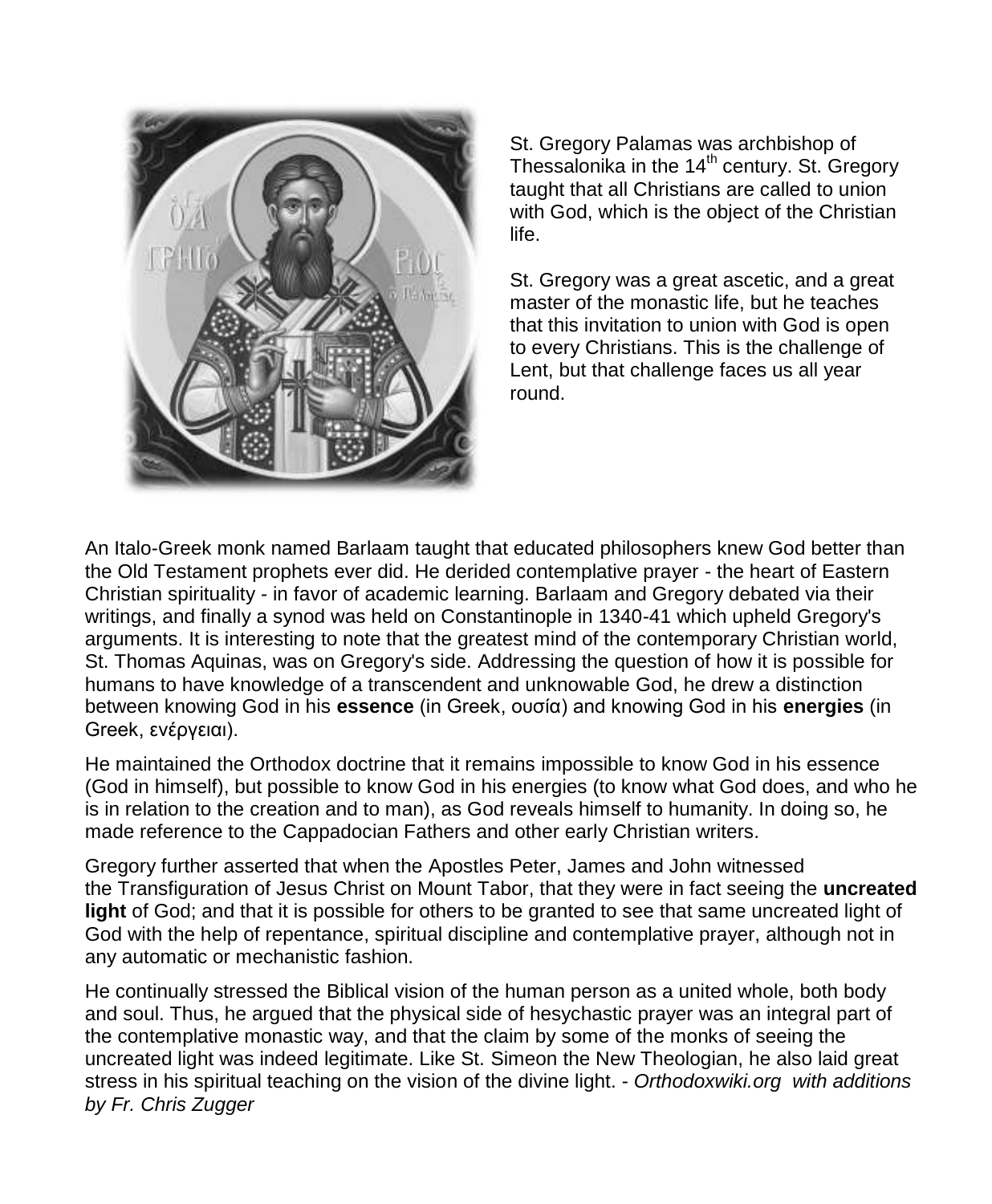St. Gregory Palamas was archbishop of Thessalonika in the 14th century. St. Gregory taught that all Christians are called to union with God, which is the object of the Christian life.

St. Gregory was a great ascetic, and a great master of the monastic life, but he teaches that this invitation to union with God is open to every Christians. This is the challenge of Lent, but that challenge faces us all year round.

An Italo-Greek monk named Barlaam taught that educated philosophers knew God better than the Old Testament prophets ever did. He derided contemplative prayer - the heart of Eastern Christian spirituality - in favor of academic learning. Barlaam and Gregory debated via their writings, and finally a synod was held on Constantinople in 1340-41 which upheld Gregory's arguments. It is interesting to note that the greatest mind of the contemporary Christian world, St. Thomas Aquinas, was on Gregory's side. Addressing the question of how it is possible for humans to have knowledge of a transcendent and unknowable God, he drew a distinction between knowing God in his **essence** (in Greek, ουσία) and knowing God in his **energies** (in Greek, ενέργειαι).

He maintained the Orthodox doctrine that it remains impossible to know God in his essence (God in himself), but possible to know God in his energies (to know what God does, and who he is in relation to the creation and to man), as God reveals himself to humanity. In doing so, he made reference to the Cappadocian Fathers and other early Christian writers.

Gregory further asserted that when the Apostles Peter, James and John witnessed the Transfiguration of Jesus Christ on Mount Tabor, that they were in fact seeing the **uncreated light** of God; and that it is possible for others to be granted to see that same uncreated light of God with the help of repentance, spiritual discipline and contemplative prayer, although not in any automatic or mechanistic fashion.

He continually stressed the Biblical vision of the human person as a united whole, both body and soul. Thus, he argued that the physical side of hesychastic prayer was an integral part of the contemplative monastic way, and that the claim by some of the monks of seeing the uncreated light was indeed legitimate. Like St. Simeon the New Theologian, he also laid great stress in his spiritual teaching on the vision of the divine light. - *Orthodoxwiki.org with additions by Fr. Chris Zugger*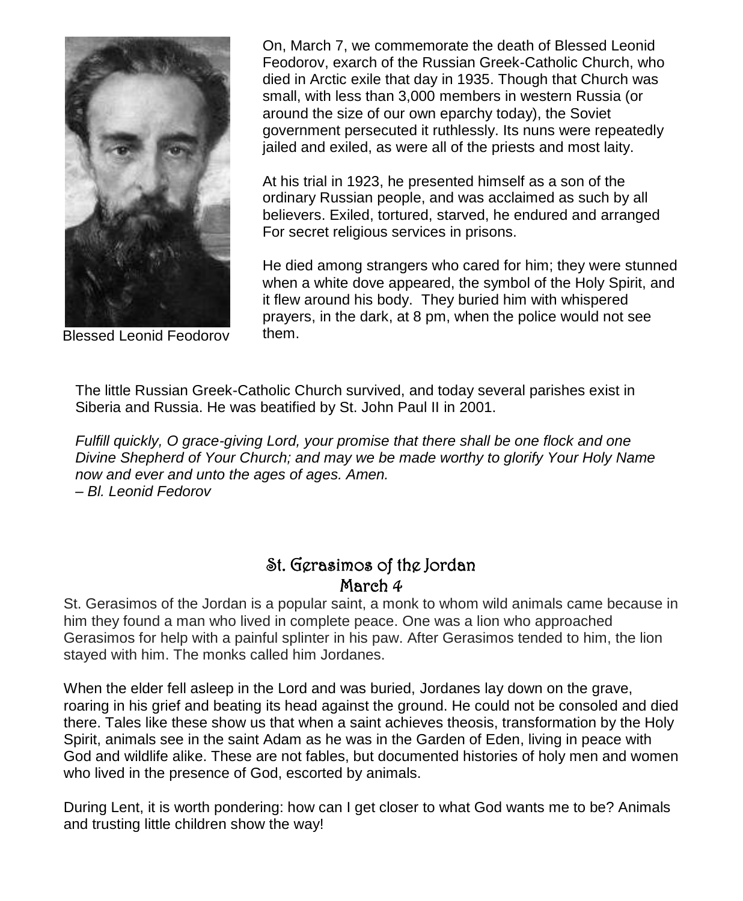Blessed Leonid Feodorov

On, March 7, we commemorate the death of Blessed Leonid Feodorov, exarch of the Russian Greek-Catholic Church, who died in Arctic exile that day in 1935. Though that Church was small, with less than 3,000 members in western Russia (or around the size of our own eparchy today), the Soviet government persecuted it ruthlessly. Its nuns were repeatedly jailed and exiled, as were all of the priests and most laity.

At his trial in 1923, he presented himself as a son of the ordinary Russian people, and was acclaimed as such by all believers. Exiled, tortured, starved, he endured and arranged For secret religious services in prisons.

He died among strangers who cared for him; they were stunned when a white dove appeared, the symbol of the Holy Spirit, and it flew around his body. They buried him with whispered prayers, in the dark, at 8 pm, when the police would not see them.

The little Russian Greek-Catholic Church survived, and today several parishes exist in Siberia and Russia. He was beatified by St. John Paul II in 2001.

*Fulfill quickly, O grace-giving Lord, your promise that there shall be one flock and one Divine Shepherd of Your Church; and may we be made worthy to glorify Your Holy Name now and ever and unto the ages of ages. Amen.*
*– Bl. Leonid Fedorov*

## St. Gerasimos of the Jordan
## March 4

St. Gerasimos of the Jordan is a popular saint, a monk to whom wild animals came because in him they found a man who lived in complete peace. One was a lion who approached Gerasimos for help with a painful splinter in his paw. After Gerasimos tended to him, the lion stayed with him. The monks called him Jordanes.

When the elder fell asleep in the Lord and was buried, Jordanes lay down on the grave, roaring in his grief and beating its head against the ground. He could not be consoled and died there. Tales like these show us that when a saint achieves theosis, transformation by the Holy Spirit, animals see in the saint Adam as he was in the Garden of Eden, living in peace with God and wildlife alike. These are not fables, but documented histories of holy men and women who lived in the presence of God, escorted by animals.

During Lent, it is worth pondering: how can I get closer to what God wants me to be? Animals and trusting little children show the way!